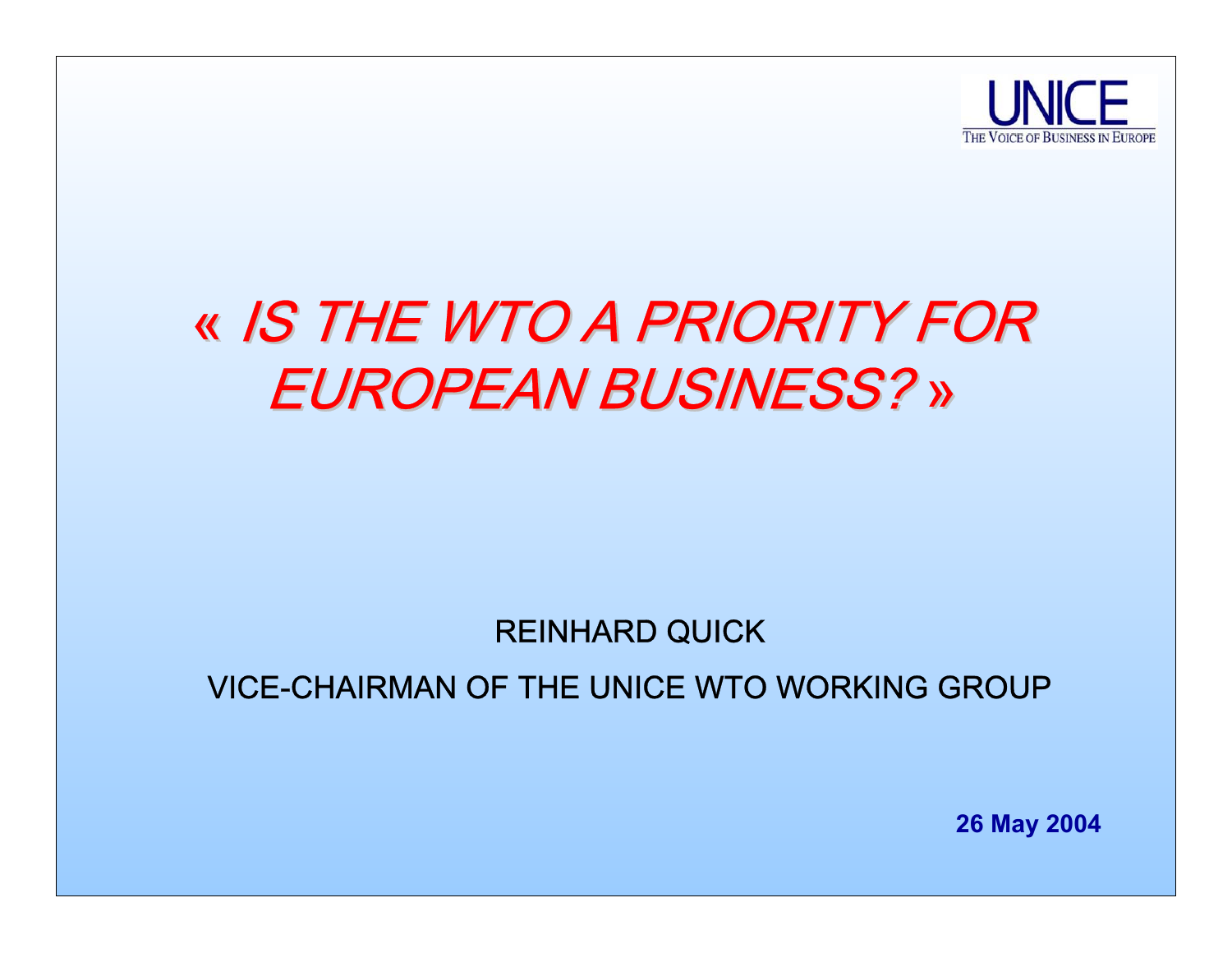UNICE

THE VOICE OF BUSINESS IN EUROPE

# « *IS THE WTO A PRIORITY FOR EUROPEAN BUSINESS?* »

REINHARD QUICK

VICE-CHAIRMAN OF THE UNICE WTO WORKING GROUP

**26 May 2004**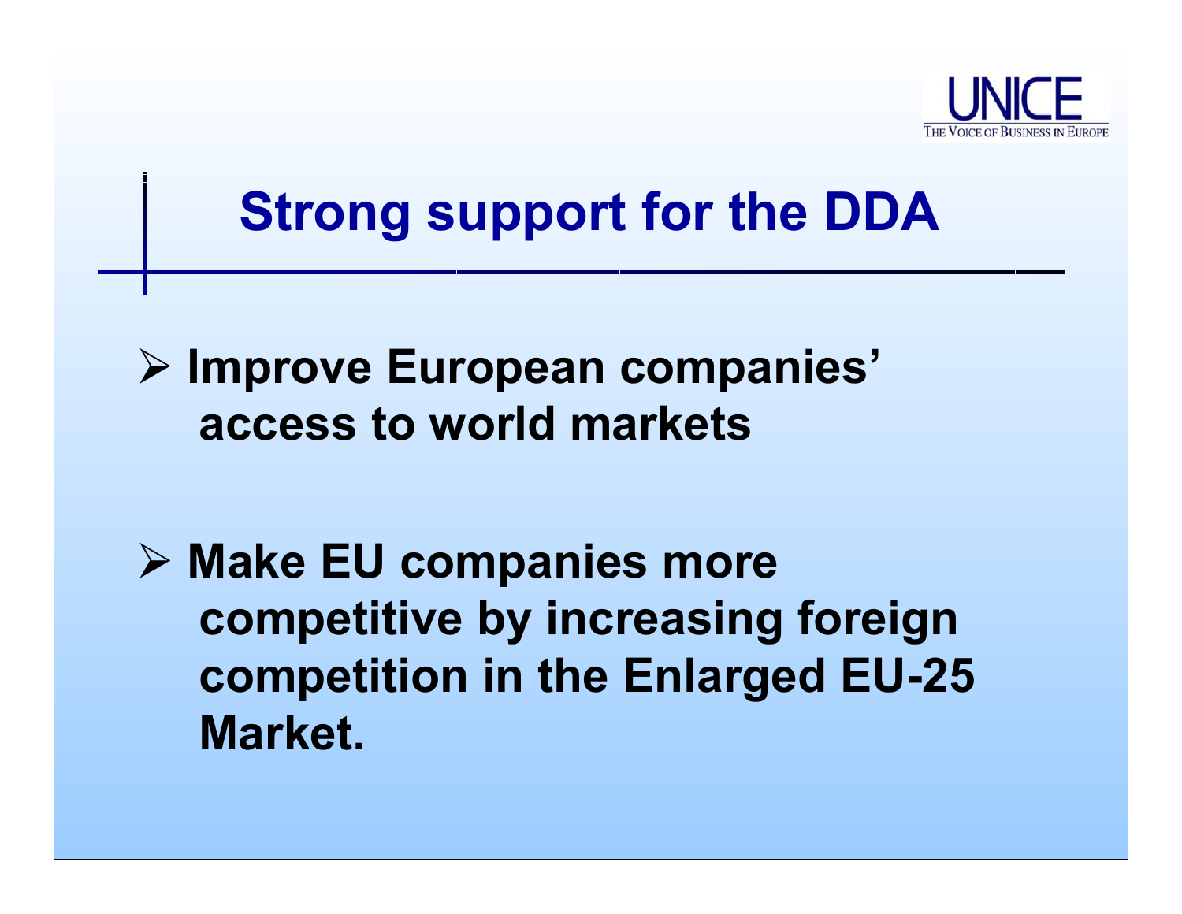# Strong support for the DDA

- **Improve European companies' access to world markets**

- **Make EU companies more competitive by increasing foreign competition in the Enlarged EU-25 Market.**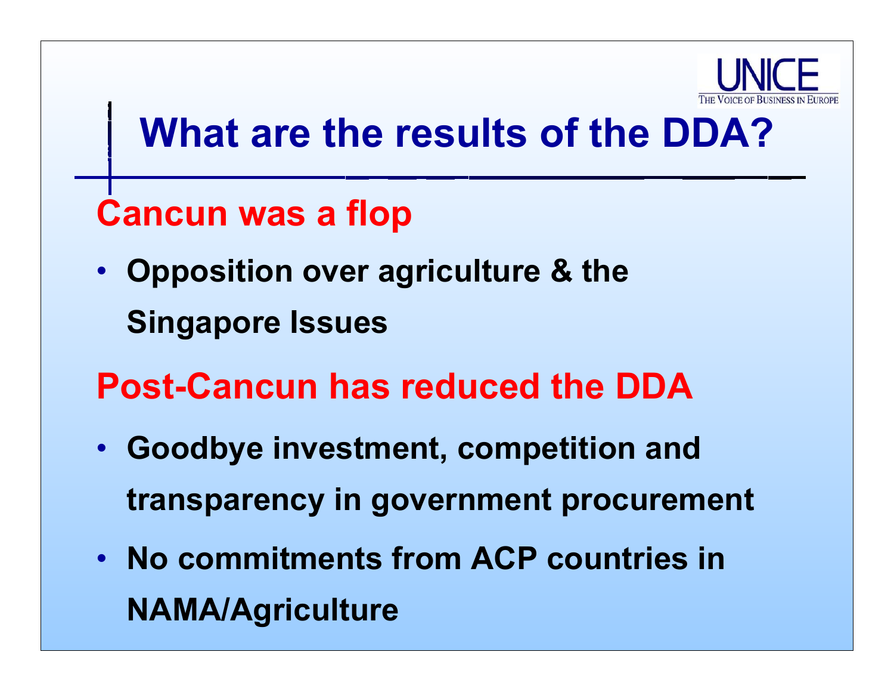# What are the results of the DDA?

## Cancun was a flop

- **Opposition over agriculture & the Singapore Issues**

## Post-Cancun has reduced the DDA

- **Goodbye investment, competition and transparency in government procurement**
- **No commitments from ACP countries in NAMA/Agriculture**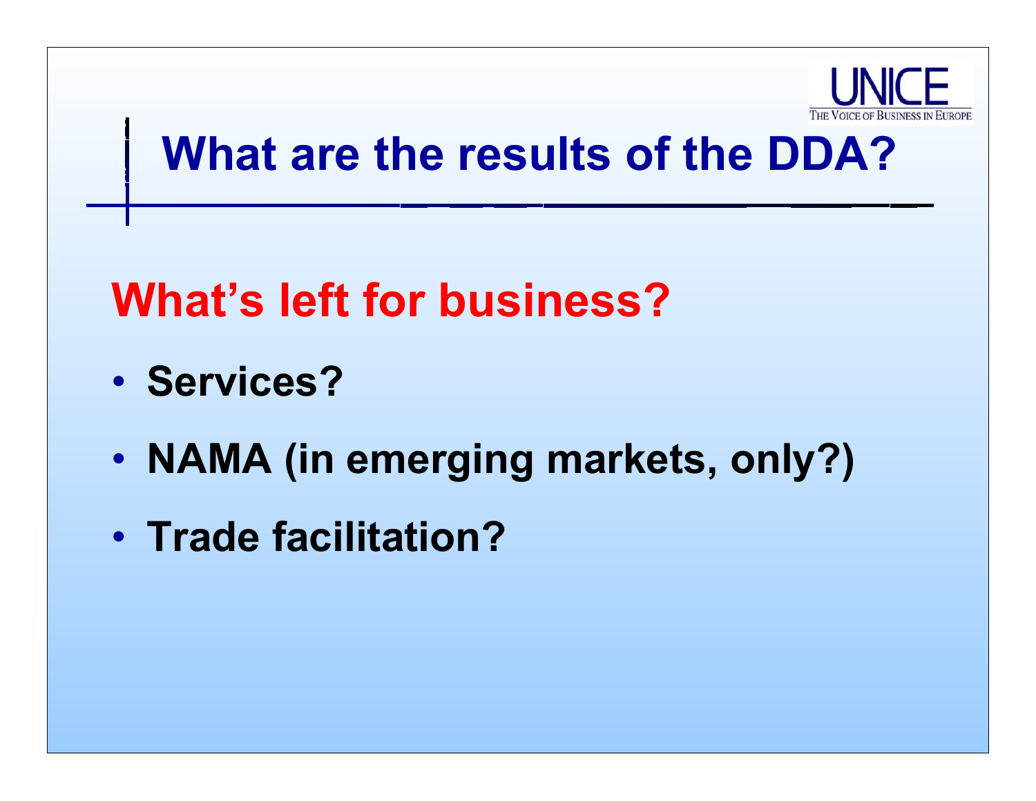# What are the results of the DDA?

## What's left for business?

- **Services?**
- **NAMA (in emerging markets, only?)**
- **Trade facilitation?**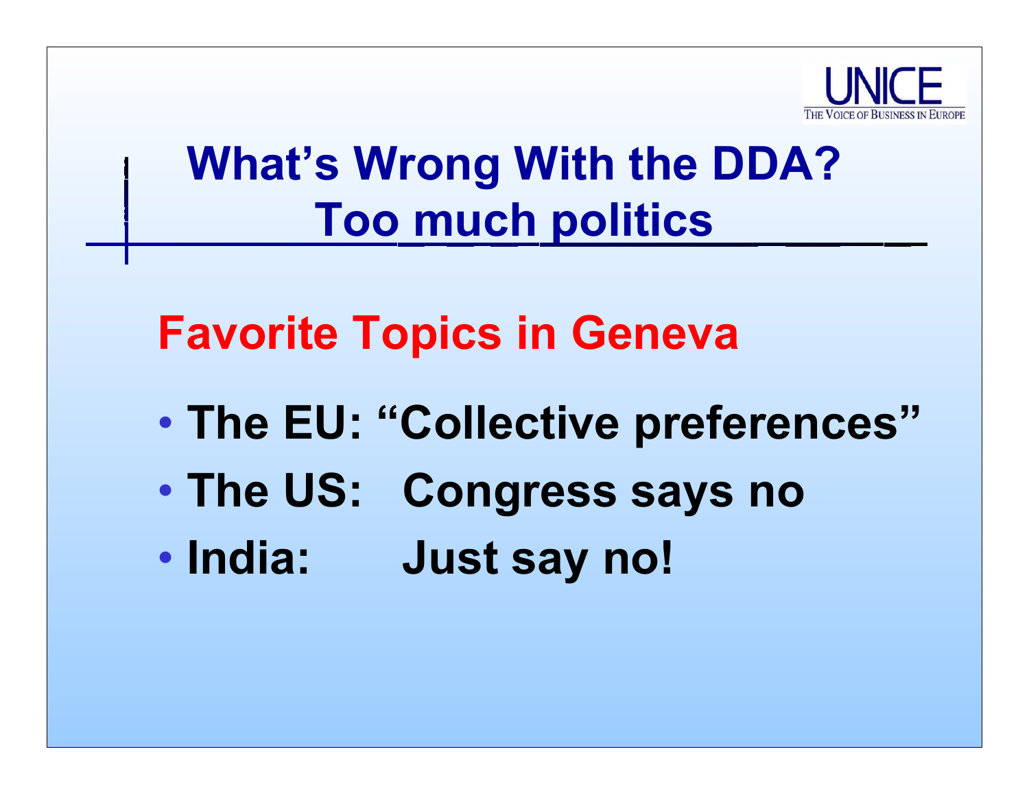# What's Wrong With the DDA? Too much politics

## Favorite Topics in Geneva

- **The EU: "Collective preferences"**
- **The US: Congress says no**
- **India: Just say no!**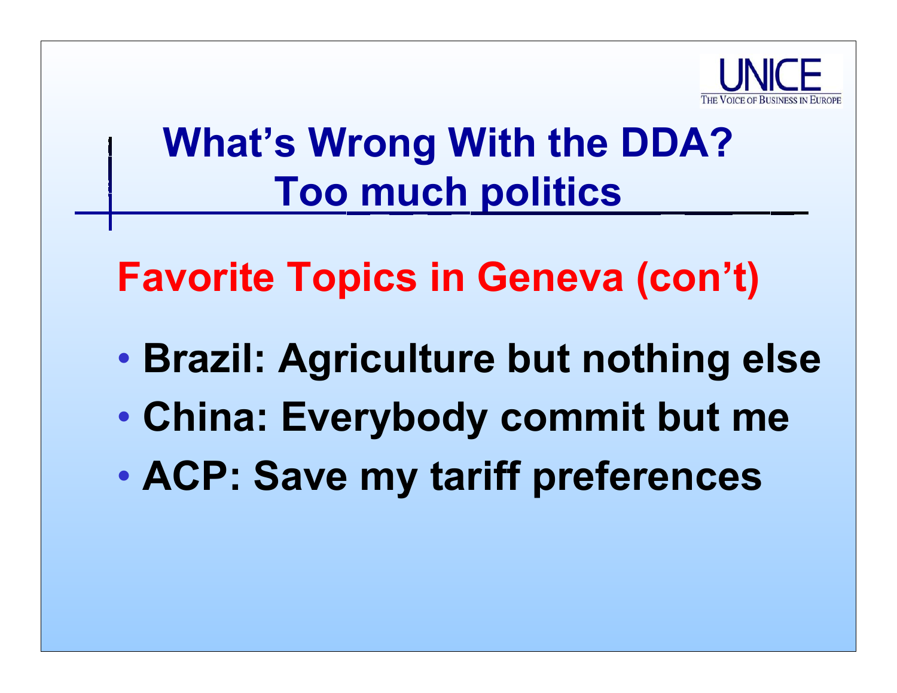# What's Wrong With the DDA? Too much politics

## Favorite Topics in Geneva (con't)

- **Brazil: Agriculture but nothing else**
- **China: Everybody commit but me**
- **ACP: Save my tariff preferences**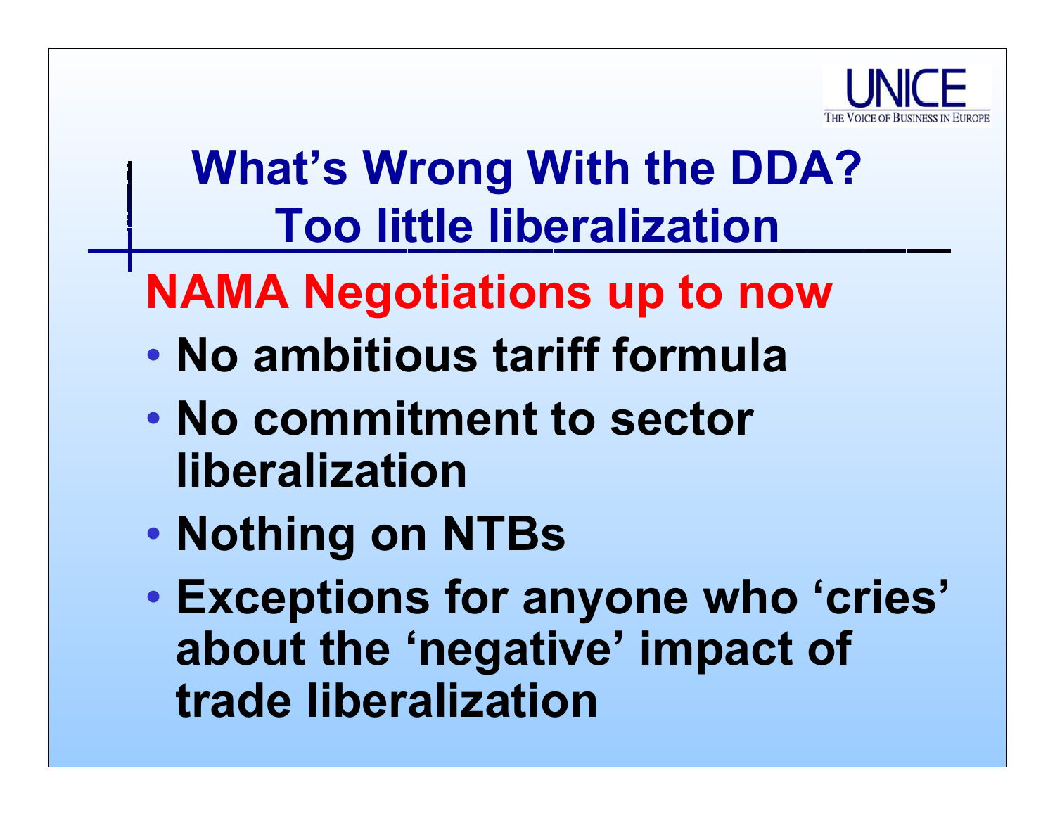UNICE
THE VOICE OF BUSINESS IN EUROPE

# What's Wrong With the DDA?
## Too little liberalization

### NAMA Negotiations up to now

- **No ambitious tariff formula**
- **No commitment to sector liberalization**
- **Nothing on NTBs**
- **Exceptions for anyone who 'cries' about the 'negative' impact of trade liberalization**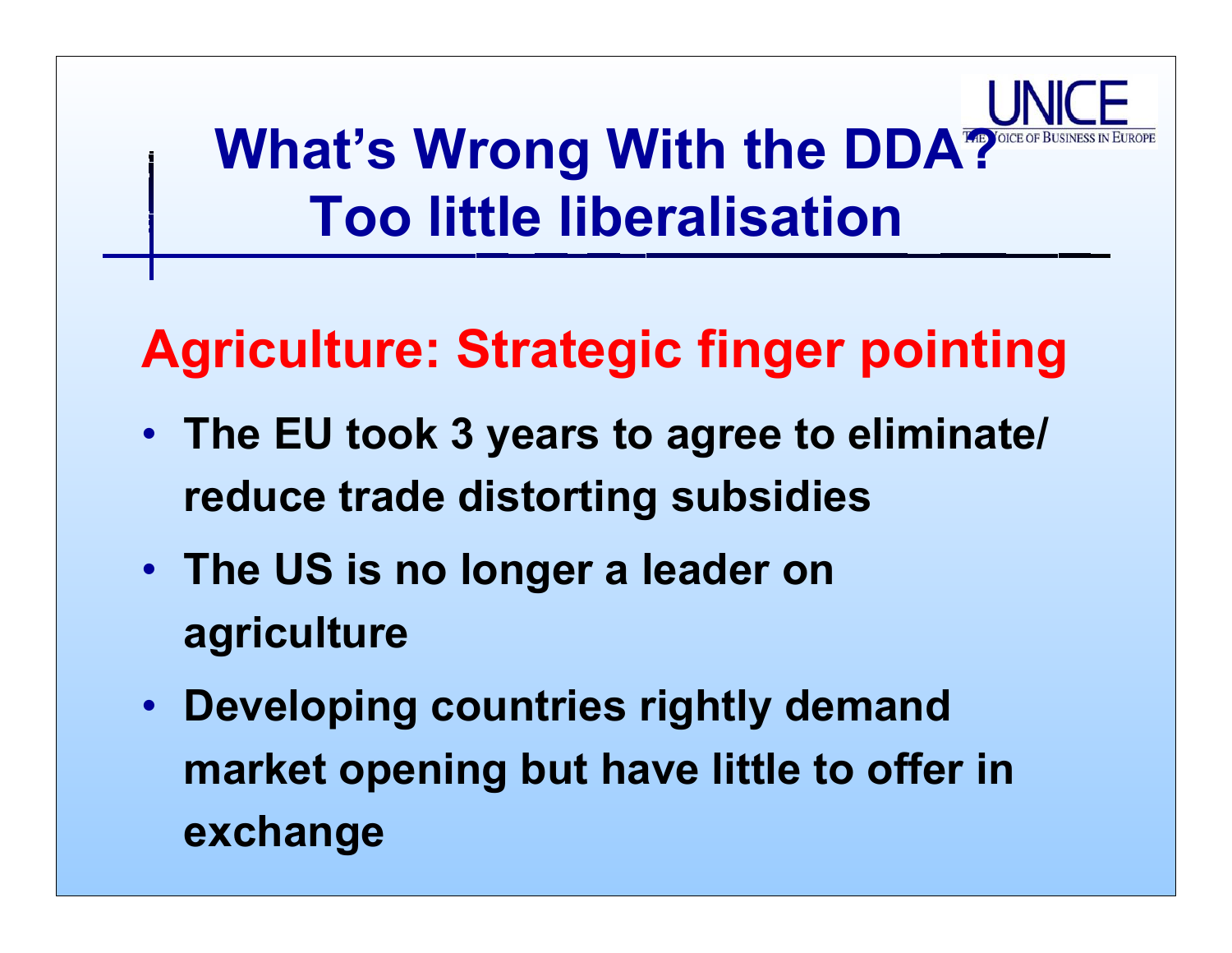# What's Wrong With the DDA? Too little liberalisation

UNICE
THE VOICE OF BUSINESS IN EUROPE

## Agriculture: Strategic finger pointing

- **The EU took 3 years to agree to eliminate/ reduce trade distorting subsidies**
- **The US is no longer a leader on agriculture**
- **Developing countries rightly demand market opening but have little to offer in exchange**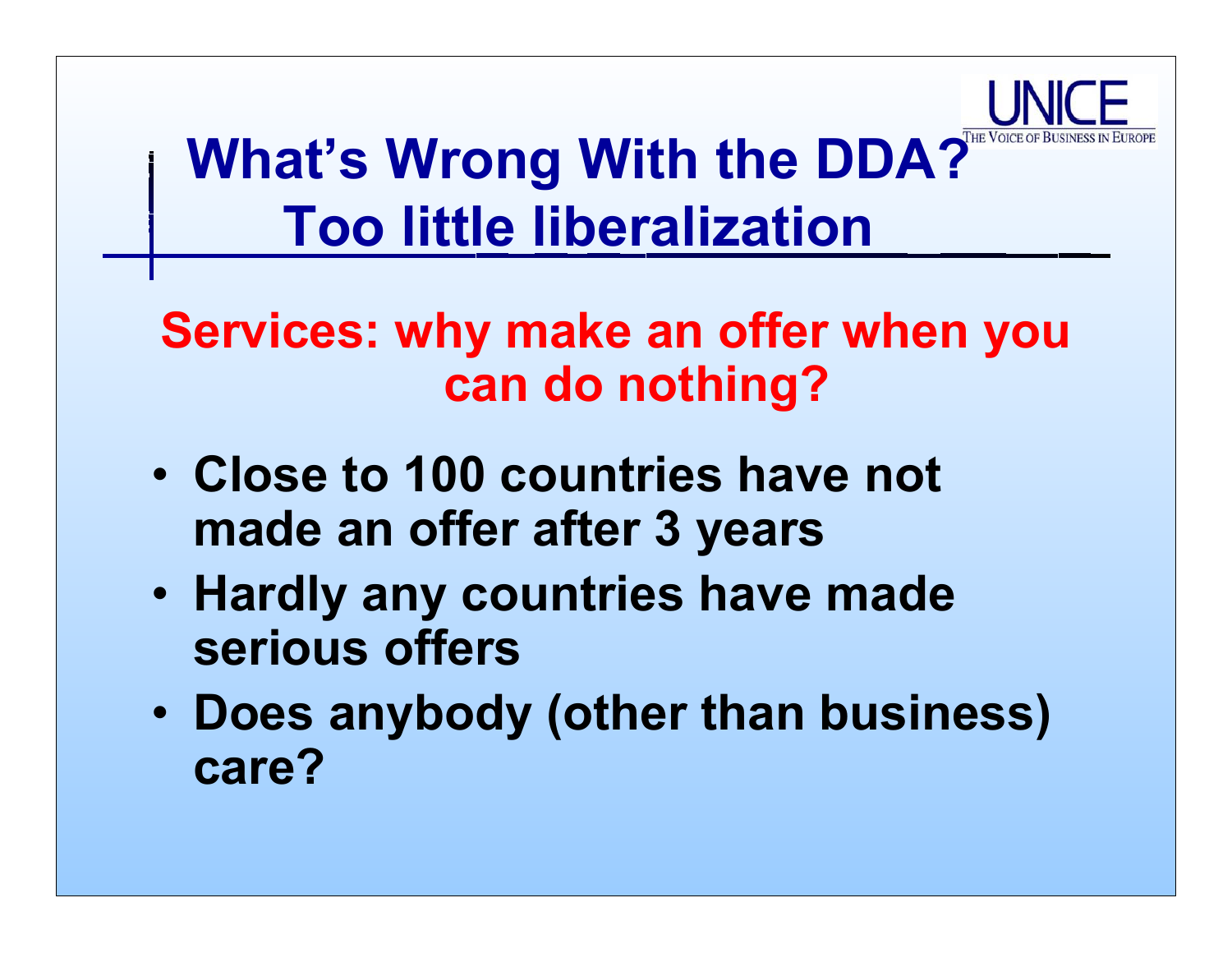# What's Wrong With the DDA? Too little liberalization

## Services: why make an offer when you can do nothing?

- **Close to 100 countries have not made an offer after 3 years**
- **Hardly any countries have made serious offers**
- **Does anybody (other than business) care?**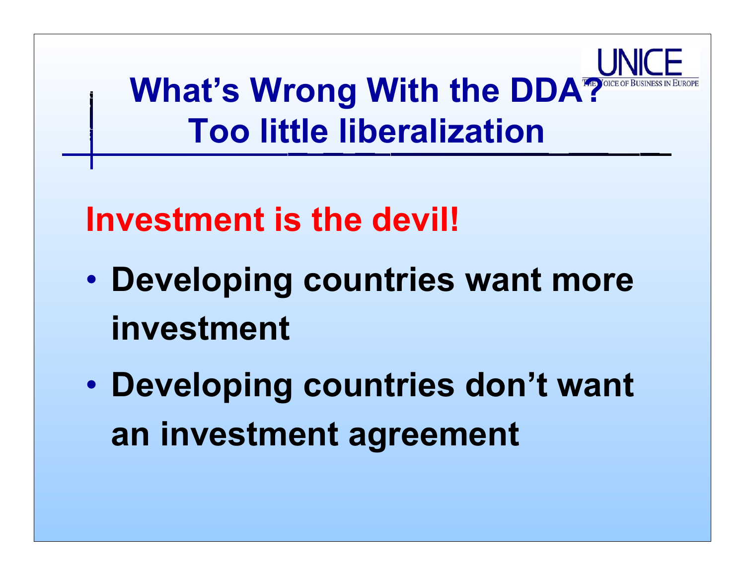# What's Wrong With the DDA? Too little liberalization

**Investment is the devil!**

- **Developing countries want more investment**
- **Developing countries don't want an investment agreement**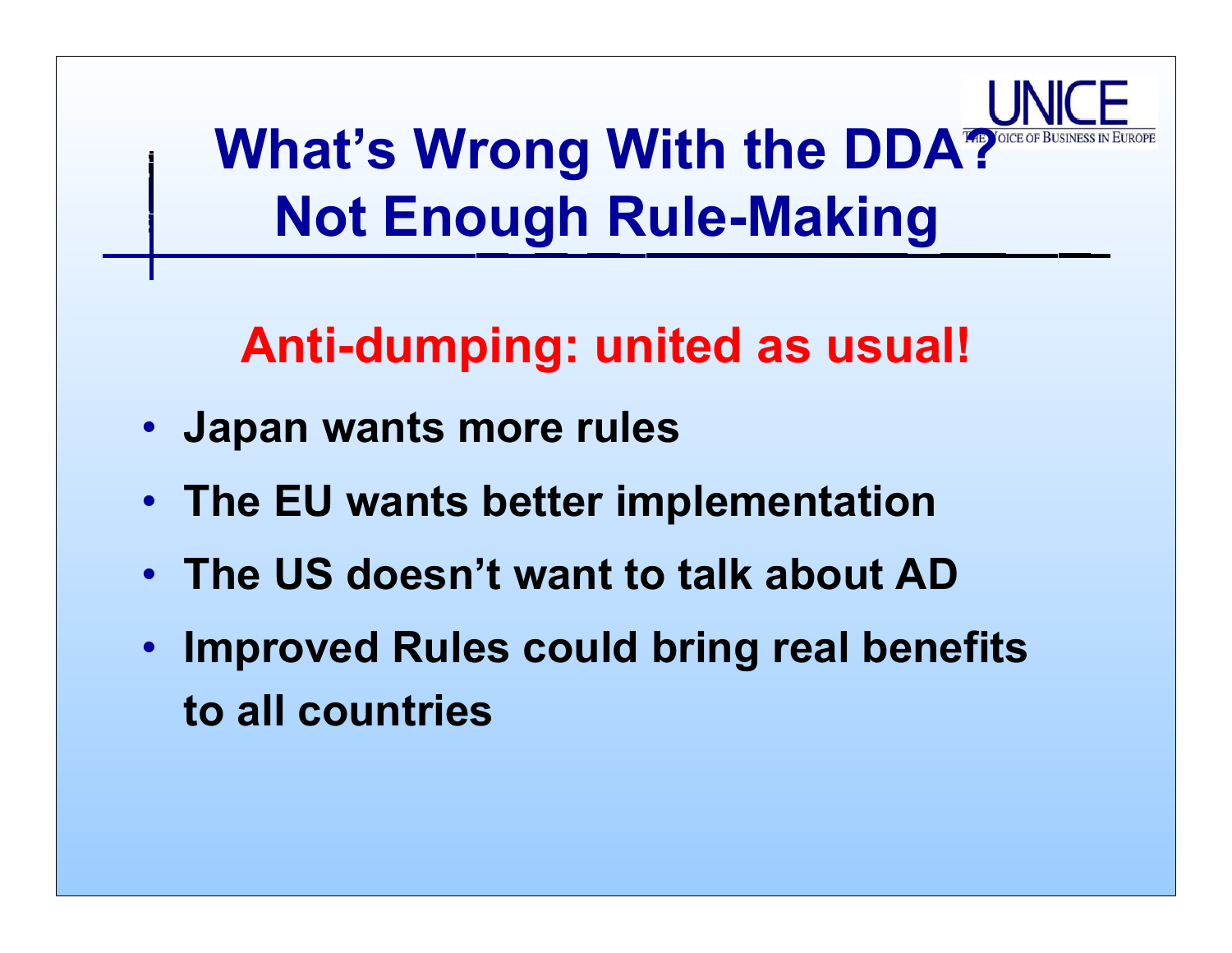# What's Wrong With the DDA? Not Enough Rule-Making

## Anti-dumping: united as usual!

- Japan wants more rules
- The EU wants better implementation
- The US doesn't want to talk about AD
- Improved Rules could bring real benefits to all countries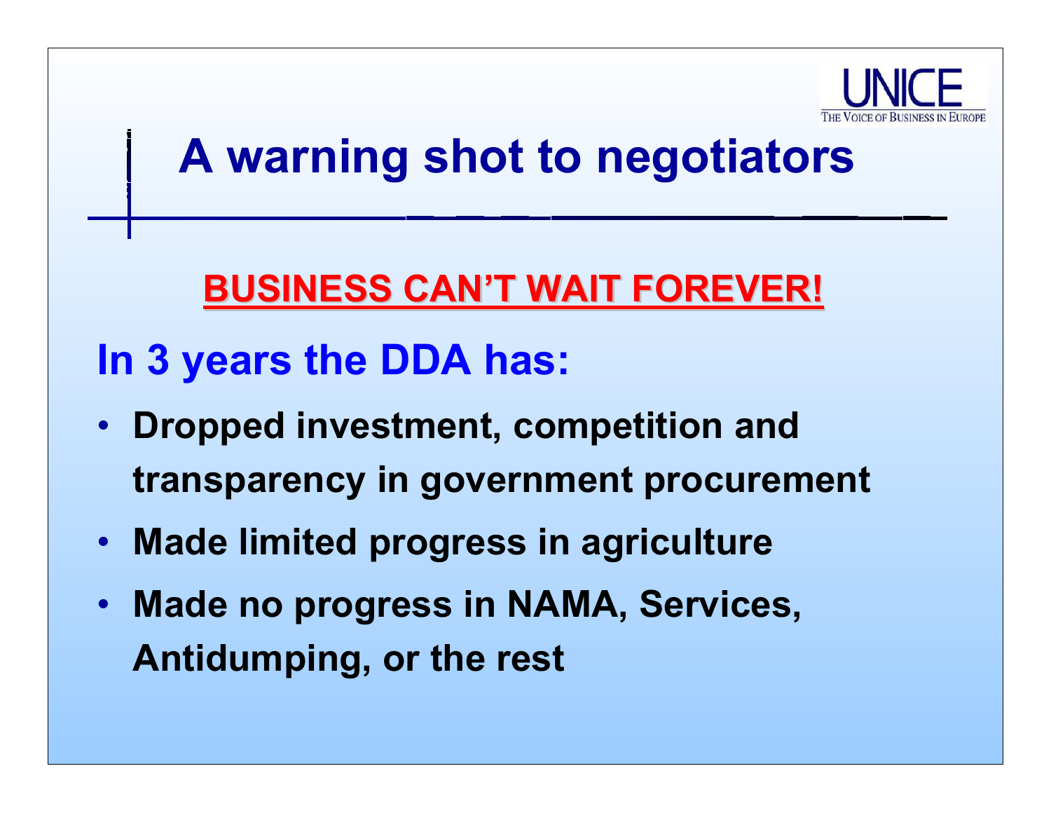UNICE
THE VOICE OF BUSINESS IN EUROPE

# A warning shot to negotiators

**BUSINESS CAN'T WAIT FOREVER!**

## In 3 years the DDA has:

- **Dropped investment, competition and transparency in government procurement**
- **Made limited progress in agriculture**
- **Made no progress in NAMA, Services, Antidumping, or the rest**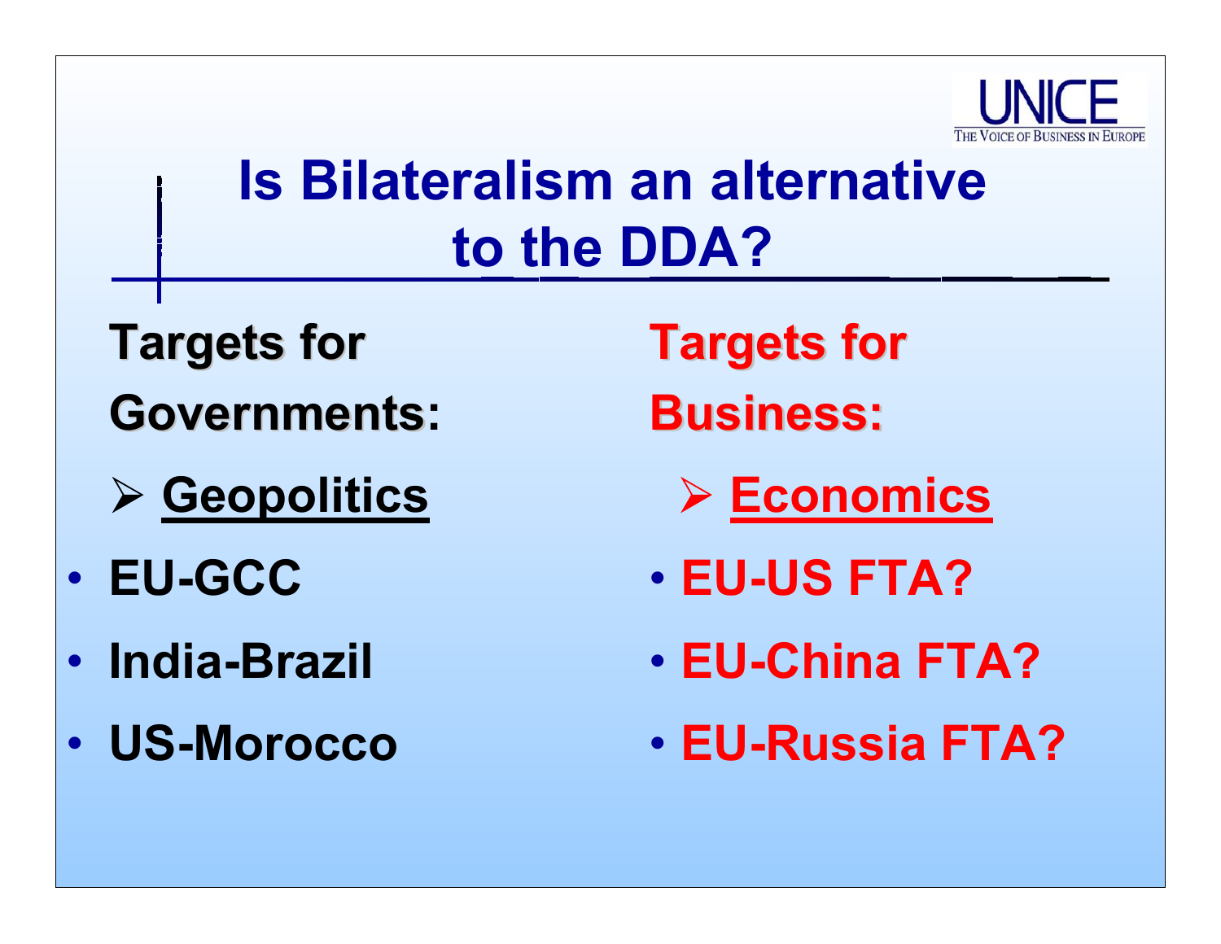# Is Bilateralism an alternative to the DDA?

**Targets for Governments:**

- **Geopolitics**

- **EU-GCC**
- **India-Brazil**
- **US-Morocco**

**Targets for Business:**

- **Economics**

- **EU-US FTA?**
- **EU-China FTA?**
- **EU-Russia FTA?**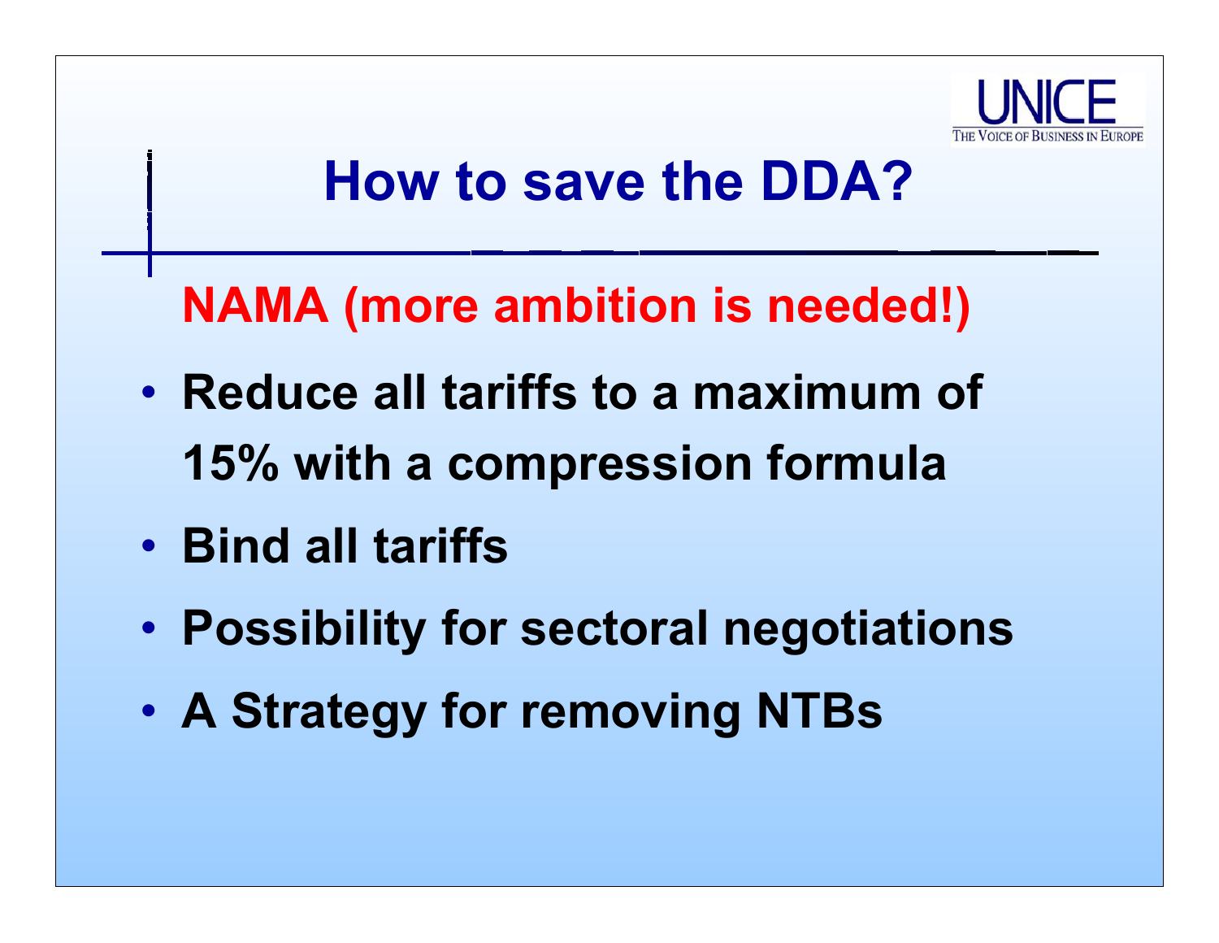# How to save the DDA?

## NAMA (more ambition is needed!)

- Reduce all tariffs to a maximum of 15% with a compression formula
- Bind all tariffs
- Possibility for sectoral negotiations
- A Strategy for removing NTBs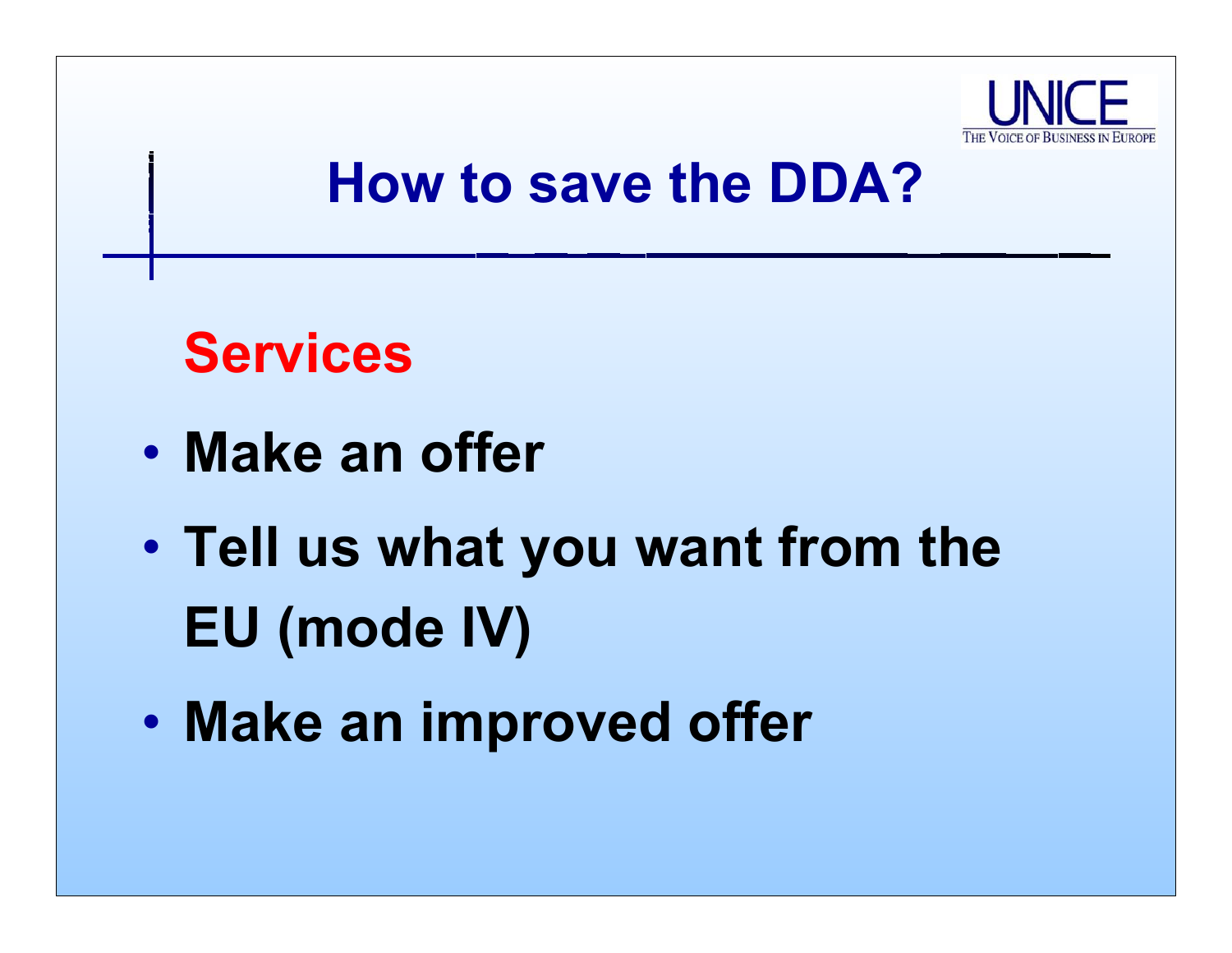# How to save the DDA?

## Services

- **Make an offer**
- **Tell us what you want from the EU (mode IV)**
- **Make an improved offer**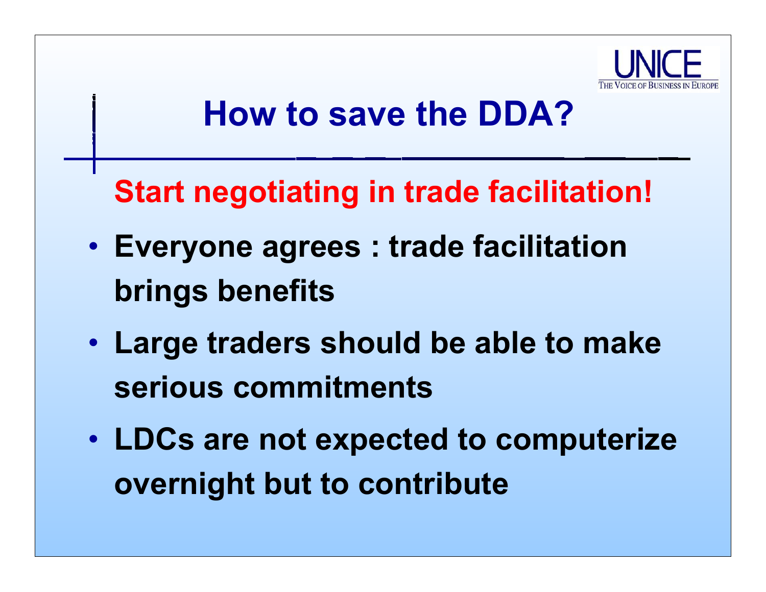UNICE
THE VOICE OF BUSINESS IN EUROPE

# How to save the DDA?

**Start negotiating in trade facilitation!**

- **Everyone agrees : trade facilitation brings benefits**
- **Large traders should be able to make serious commitments**
- **LDCs are not expected to computerize overnight but to contribute**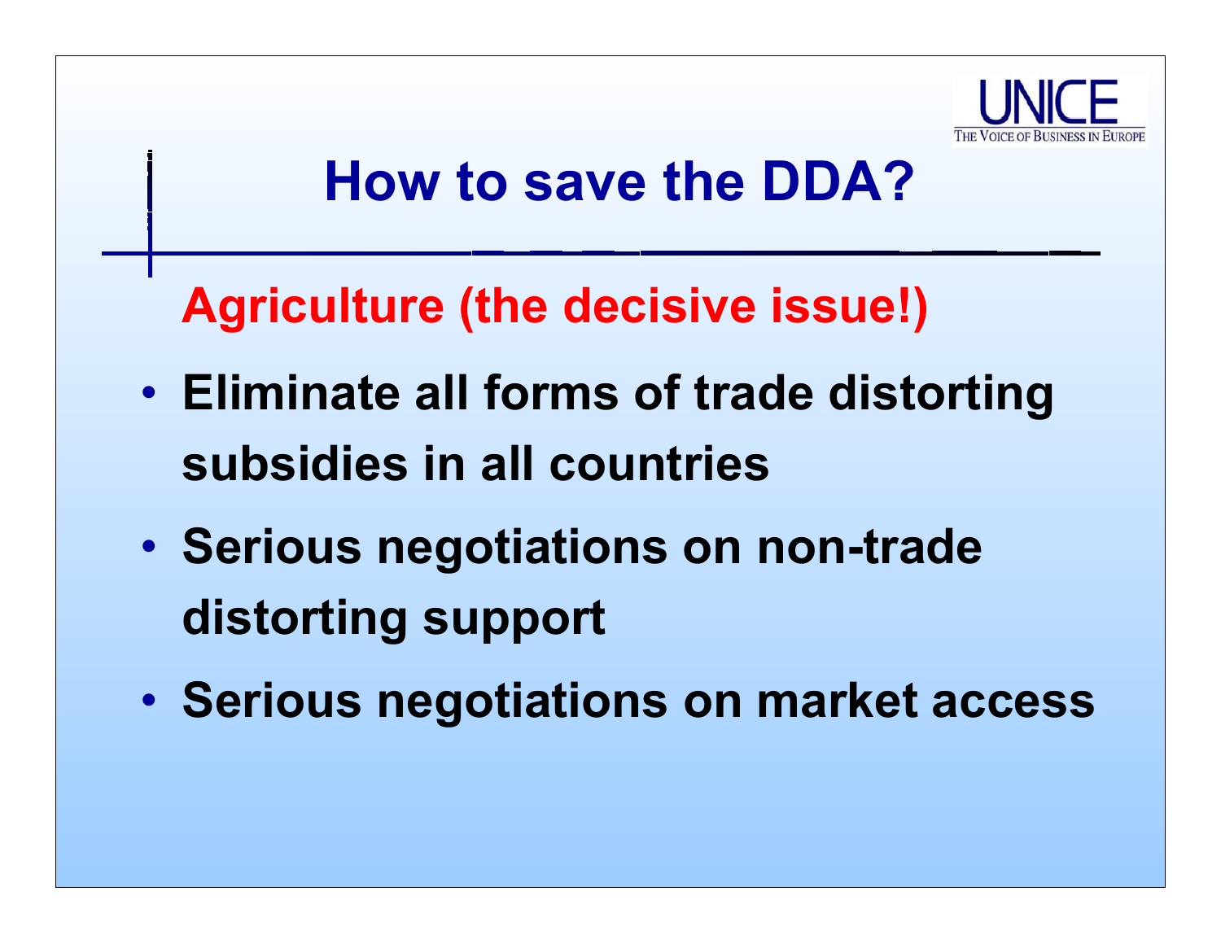# How to save the DDA?

## Agriculture (the decisive issue!)

- **Eliminate all forms of trade distorting subsidies in all countries**
- **Serious negotiations on non-trade distorting support**
- **Serious negotiations on market access**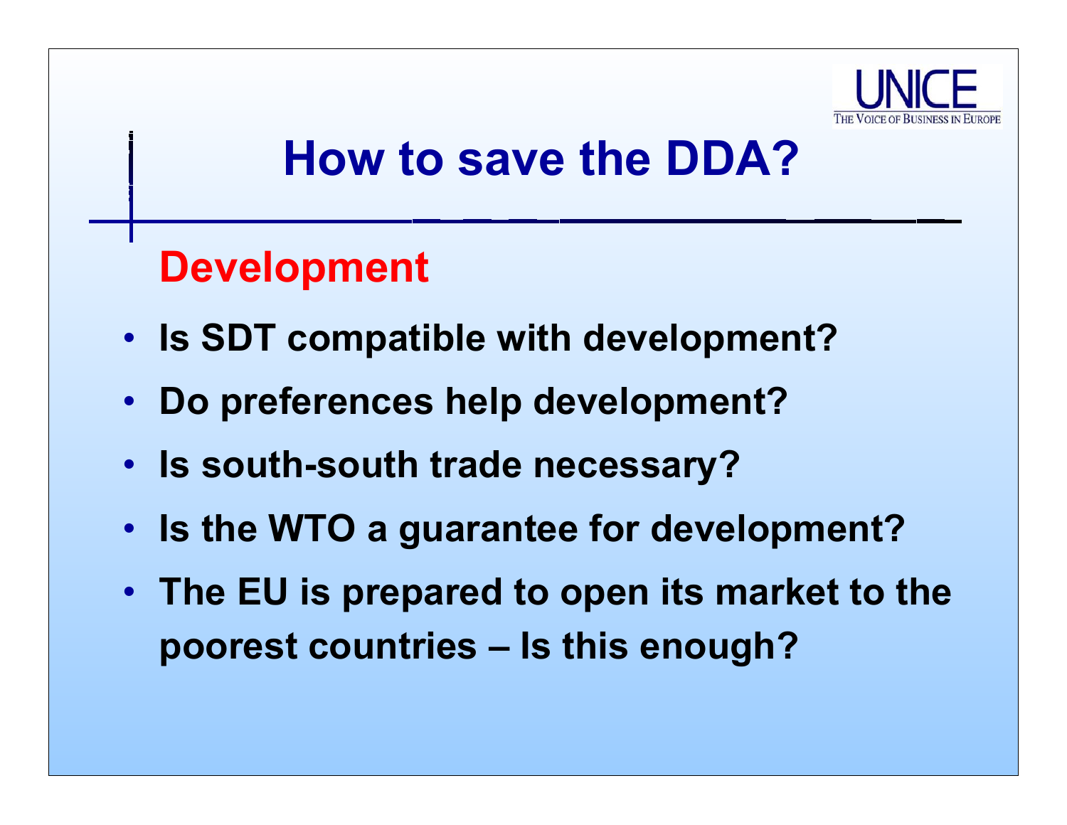# How to save the DDA?

## Development

- **Is SDT compatible with development?**
- **Do preferences help development?**
- **Is south-south trade necessary?**
- **Is the WTO a guarantee for development?**
- **The EU is prepared to open its market to the poorest countries – Is this enough?**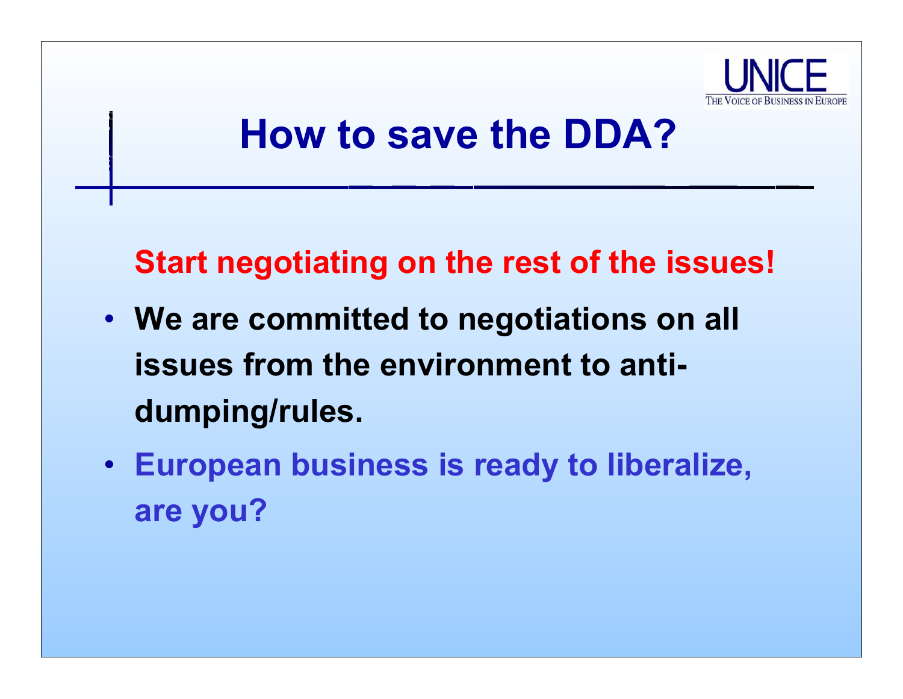# How to save the DDA?

**Start negotiating on the rest of the issues!**

- **We are committed to negotiations on all issues from the environment to anti-dumping/rules.**
- **European business is ready to liberalize, are you?**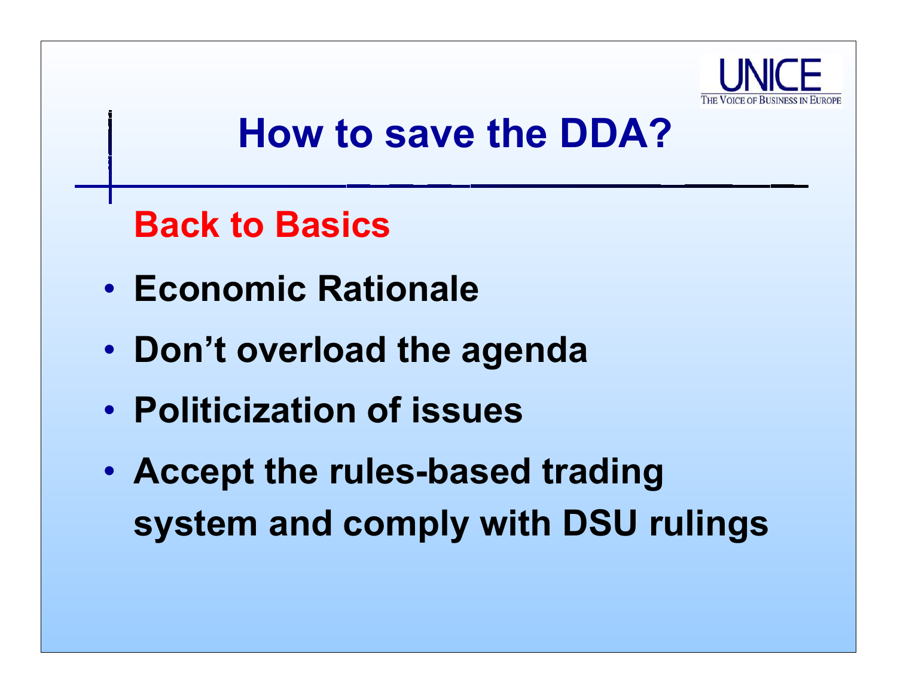# How to save the DDA?

## Back to Basics

- **Economic Rationale**
- **Don't overload the agenda**
- **Politicization of issues**
- **Accept the rules-based trading system and comply with DSU rulings**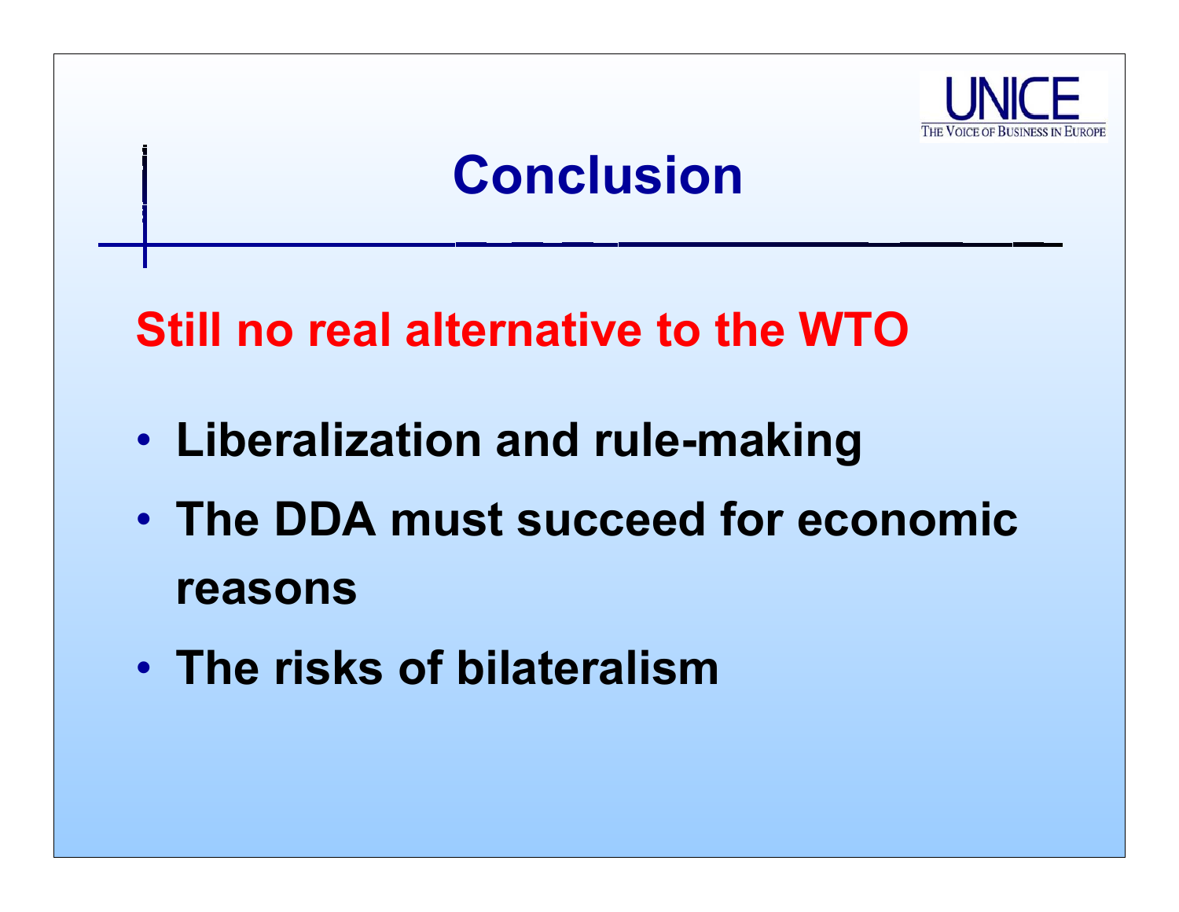# Conclusion

**Still no real alternative to the WTO**

- **Liberalization and rule-making**
- **The DDA must succeed for economic reasons**
- **The risks of bilateralism**